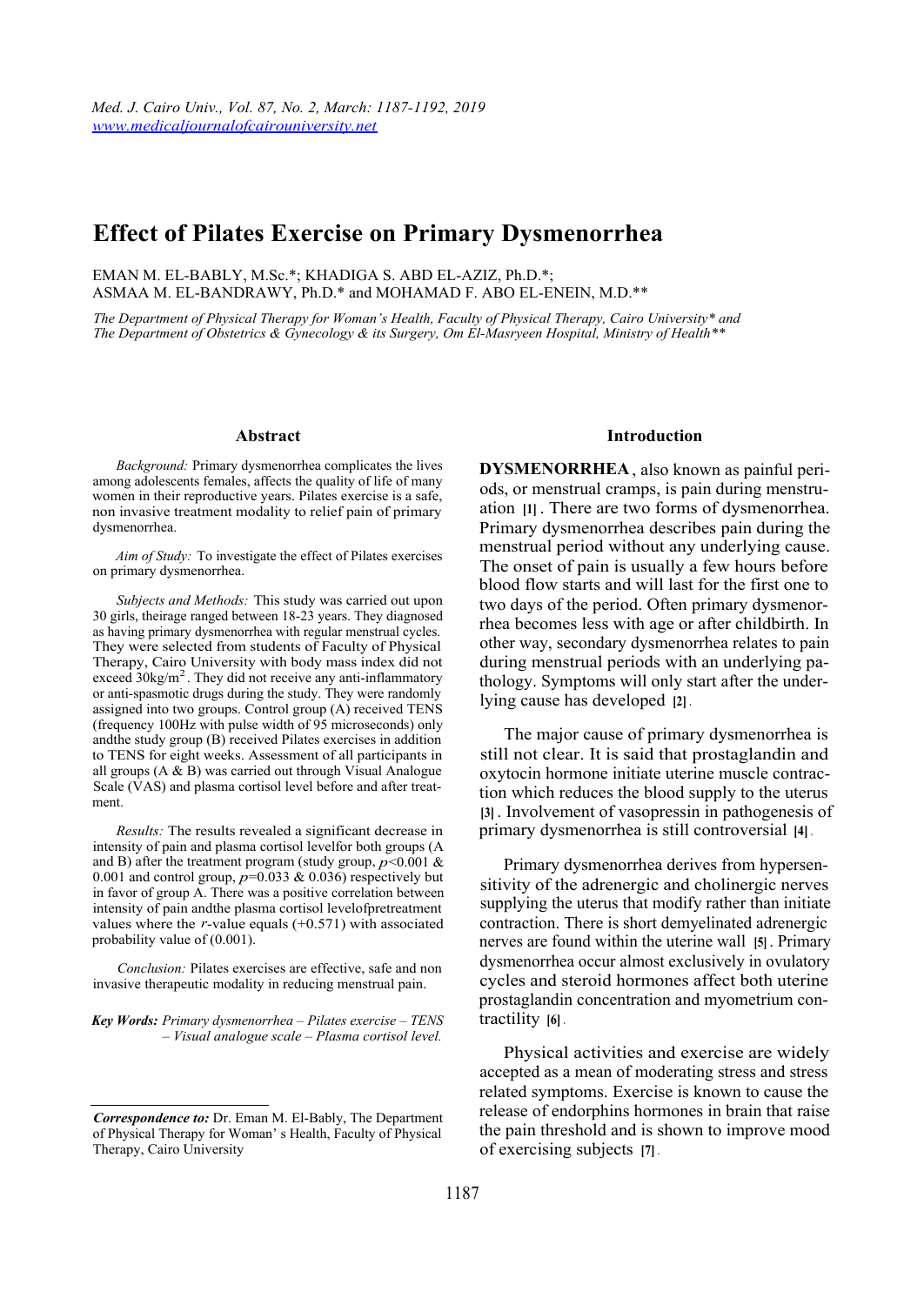# Effect of Pilates Exercise on Primary Dysmenorrhea

EMAN M. EL-BABLY, M.Sc.*; KHADIGA S. ABD EL-AZIZ, Ph.D.*;
ASMAA M. EL-BANDRAWY, Ph.D.* and MOHAMAD F. ABO EL-ENEIN, M.D.**

*The Department of Physical Therapy for Woman's Health, Faculty of Physical Therapy, Cairo University* and The Department of Obstetrics & Gynecology & its Surgery, Om El-Masryeen Hospital, Ministry of Health***

## Abstract

*Background:* Primary dysmenorrhea complicates the lives among adolescents females, affects the quality of life of many women in their reproductive years. Pilates exercise is a safe, non invasive treatment modality to relief pain of primary dysmenorrhea.

*Aim of Study:* To investigate the effect of Pilates exercises on primary dysmenorrhea.

*Subjects and Methods:* This study was carried out upon 30 girls, theirage ranged between 18-23 years. They diagnosed as having primary dysmenorrhea with regular menstrual cycles. They were selected from students of Faculty of Physical Therapy, Cairo University with body mass index did not exceed $30kg/m^2$. They did not receive any anti-inflammatory or anti-spasmotic drugs during the study. They were randomly assigned into two groups. Control group (A) received TENS (frequency 100Hz with pulse width of 95 microseconds) only andthe study group (B) received Pilates exercises in addition to TENS for eight weeks. Assessment of all participants in all groups (A & B) was carried out through Visual Analogue Scale (VAS) and plasma cortisol level before and after treatment.

*Results:* The results revealed a significant decrease in intensity of pain and plasma cortisol levelfor both groups (A and B) after the treatment program (study group, $p<0.001$ & 0.001 and control group, $p=0.033$ & 0.036) respectively but in favor of group A. There was a positive correlation between intensity of pain andthe plasma cortisol levelofpretreatment values where the $r$-value equals (+0.571) with associated probability value of (0.001).

*Conclusion:* Pilates exercises are effective, safe and non invasive therapeutic modality in reducing menstrual pain.

***Key Words:*** *Primary dysmenorrhea – Pilates exercise – TENS – Visual analogue scale – Plasma cortisol level.*

***Correspondence to:*** Dr. Eman M. El-Bably, The Department of Physical Therapy for Woman' s Health, Faculty of Physical Therapy, Cairo University

## Introduction

**DYSMENORRHEA**, also known as painful periods, or menstrual cramps, is pain during menstruation [1]. There are two forms of dysmenorrhea. Primary dysmenorrhea describes pain during the menstrual period without any underlying cause. The onset of pain is usually a few hours before blood flow starts and will last for the first one to two days of the period. Often primary dysmenorrhea becomes less with age or after childbirth. In other way, secondary dysmenorrhea relates to pain during menstrual periods with an underlying pathology. Symptoms will only start after the underlying cause has developed [2].

The major cause of primary dysmenorrhea is still not clear. It is said that prostaglandin and oxytocin hormone initiate uterine muscle contraction which reduces the blood supply to the uterus [3]. Involvement of vasopressin in pathogenesis of primary dysmenorrhea is still controversial [4].

Primary dysmenorrhea derives from hypersensitivity of the adrenergic and cholinergic nerves supplying the uterus that modify rather than initiate contraction. There is short demyelinated adrenergic nerves are found within the uterine wall [5]. Primary dysmenorrhea occur almost exclusively in ovulatory cycles and steroid hormones affect both uterine prostaglandin concentration and myometrium contractility [6].

Physical activities and exercise are widely accepted as a mean of moderating stress and stress related symptoms. Exercise is known to cause the release of endorphins hormones in brain that raise the pain threshold and is shown to improve mood of exercising subjects [7].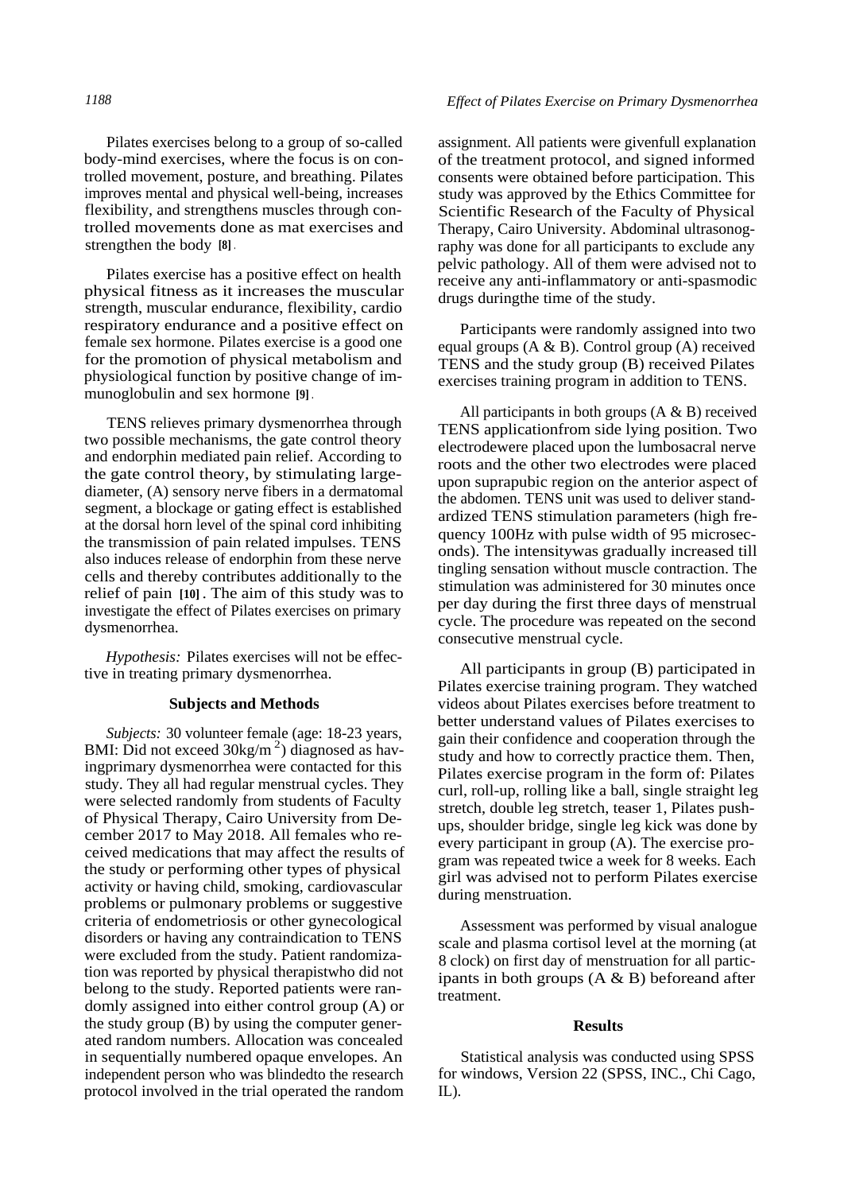Pilates exercises belong to a group of so-called body-mind exercises, where the focus is on controlled movement, posture, and breathing. Pilates improves mental and physical well-being, increases flexibility, and strengthens muscles through controlled movements done as mat exercises and strengthen the body [8].

Pilates exercise has a positive effect on health physical fitness as it increases the muscular strength, muscular endurance, flexibility, cardio respiratory endurance and a positive effect on female sex hormone. Pilates exercise is a good one for the promotion of physical metabolism and physiological function by positive change of immunoglobulin and sex hormone [9].

TENS relieves primary dysmenorrhea through two possible mechanisms, the gate control theory and endorphin mediated pain relief. According to the gate control theory, by stimulating large-diameter, (A) sensory nerve fibers in a dermatomal segment, a blockage or gating effect is established at the dorsal horn level of the spinal cord inhibiting the transmission of pain related impulses. TENS also induces release of endorphin from these nerve cells and thereby contributes additionally to the relief of pain [10]. The aim of this study was to investigate the effect of Pilates exercises on primary dysmenorrhea.

*Hypothesis:* Pilates exercises will not be effective in treating primary dysmenorrhea.

## Subjects and Methods

*Subjects:* 30 volunteer female (age: 18-23 years, BMI: Did not exceed 30kg/m$^2$) diagnosed as havingprimary dysmenorrhea were contacted for this study. They all had regular menstrual cycles. They were selected randomly from students of Faculty of Physical Therapy, Cairo University from December 2017 to May 2018. All females who received medications that may affect the results of the study or performing other types of physical activity or having child, smoking, cardiovascular problems or pulmonary problems or suggestive criteria of endometriosis or other gynecological disorders or having any contraindication to TENS were excluded from the study. Patient randomization was reported by physical therapistwho did not belong to the study. Reported patients were randomly assigned into either control group (A) or the study group (B) by using the computer generated random numbers. Allocation was concealed in sequentially numbered opaque envelopes. An independent person who was blindedto the research protocol involved in the trial operated the random assignment. All patients were givenfull explanation of the treatment protocol, and signed informed consents were obtained before participation. This study was approved by the Ethics Committee for Scientific Research of the Faculty of Physical Therapy, Cairo University. Abdominal ultrasonography was done for all participants to exclude any pelvic pathology. All of them were advised not to receive any anti-inflammatory or anti-spasmodic drugs duringthe time of the study.

Participants were randomly assigned into two equal groups (A & B). Control group (A) received TENS and the study group (B) received Pilates exercises training program in addition to TENS.

All participants in both groups (A & B) received TENS applicationfrom side lying position. Two electrodewere placed upon the lumbosacral nerve roots and the other two electrodes were placed upon suprapubic region on the anterior aspect of the abdomen. TENS unit was used to deliver standardized TENS stimulation parameters (high frequency 100Hz with pulse width of 95 microseconds). The intensitywas gradually increased till tingling sensation without muscle contraction. The stimulation was administered for 30 minutes once per day during the first three days of menstrual cycle. The procedure was repeated on the second consecutive menstrual cycle.

All participants in group (B) participated in Pilates exercise training program. They watched videos about Pilates exercises before treatment to better understand values of Pilates exercises to gain their confidence and cooperation through the study and how to correctly practice them. Then, Pilates exercise program in the form of: Pilates curl, roll-up, rolling like a ball, single straight leg stretch, double leg stretch, teaser 1, Pilates push-ups, shoulder bridge, single leg kick was done by every participant in group (A). The exercise program was repeated twice a week for 8 weeks. Each girl was advised not to perform Pilates exercise during menstruation.

Assessment was performed by visual analogue scale and plasma cortisol level at the morning (at 8 clock) on first day of menstruation for all participants in both groups (A & B) beforeand after treatment.

## Results

Statistical analysis was conducted using SPSS for windows, Version 22 (SPSS, INC., Chi Cago, IL).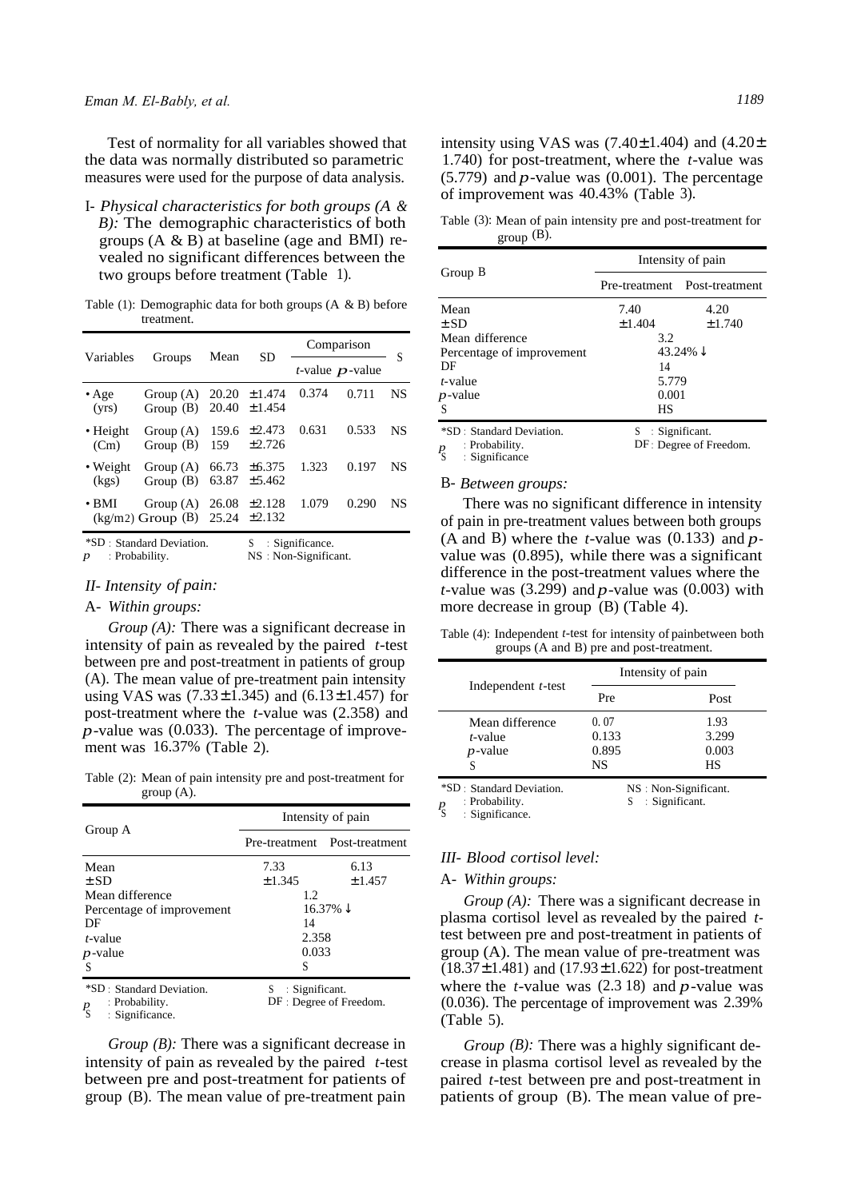Test of normality for all variables showed that the data was normally distributed so parametric measures were used for the purpose of data analysis.

I- *Physical characteristics for both groups (A & B):* The demographic characteristics of both groups (A & B) at baseline (age and BMI) revealed no significant differences between the two groups before treatment (Table 1).

Table (1): Demographic data for both groups (A & B) before treatment.

| Variables | Groups | Mean | SD | Comparison | | S |
|---|---|---|---|---|---|---|
| | | | | *t*-value | *p*-value | |
| • Age (yrs) | Group (A)<br>Group (B) | 20.20<br>20.40 | ±1.474<br>±1.454 | 0.374 | 0.711 | NS |
| • Height (Cm) | Group (A)<br>Group (B) | 159.6<br>159 | ±2.473<br>±2.726 | 0.631 | 0.533 | NS |
| • Weight (kgs) | Group (A)<br>Group (B) | 66.73<br>63.87 | ±6.375<br>±5.462 | 1.323 | 0.197 | NS |
| • BMI (kg/m2) | Group (A)<br>Group (B) | 26.08<br>25.24 | ±2.128<br>±2.132 | 1.079 | 0.290 | NS |

*SD : Standard Deviation. S : Significance.
*p* : Probability. NS : Non-Significant.

## II- *Intensity of pain:*

A- *Within groups:*

*Group (A):* There was a significant decrease in intensity of pain as revealed by the paired *t*-test between pre and post-treatment in patients of group (A). The mean value of pre-treatment pain intensity using VAS was (7.33±1.345) and (6.13±1.457) for post-treatment where the *t*-value was (2.358) and *p*-value was (0.033). The percentage of improvement was 16.37% (Table 2).

Table (2): Mean of pain intensity pre and post-treatment for group (A).

| Group A | Intensity of pain | |
|---|---|---|
| | Pre-treatment | Post-treatment |
| Mean | 7.33 | 6.13 |
| ±SD | ±1.345 | ±1.457 |
| Mean difference | 1.2 | |
| Percentage of improvement | 16.37% ↓ | |
| DF | 14 | |
| *t*-value | 2.358 | |
| *p*-value | 0.033 | |
| S | S | |

*SD : Standard Deviation. S : Significant.
*p* : Probability. DF : Degree of Freedom.
S : Significance.

*Group (B):* There was a significant decrease in intensity of pain as revealed by the paired *t*-test between pre and post-treatment for patients of group (B). The mean value of pre-treatment pain intensity using VAS was (7.40±1.404) and (4.20±1.740) for post-treatment, where the *t*-value was (5.779) and *p*-value was (0.001). The percentage of improvement was 40.43% (Table 3).

Table (3): Mean of pain intensity pre and post-treatment for group (B).

| Group B | Intensity of pain | |
|---|---|---|
| | Pre-treatment | Post-treatment |
| Mean | 7.40 | 4.20 |
| ±SD | ±1.404 | ±1.740 |
| Mean difference | 3.2 | |
| Percentage of improvement | 43.24% ↓ | |
| DF | 14 | |
| *t*-value | 5.779 | |
| *p*-value | 0.001 | |
| S | HS | |

*SD : Standard Deviation. S : Significant.
*p* : Probability. DF : Degree of Freedom.
S : Significance

B- *Between groups:*

There was no significant difference in intensity of pain in pre-treatment values between both groups (A and B) where the *t*-value was (0.133) and *p*-value was (0.895), while there was a significant difference in the post-treatment values where the *t*-value was (3.299) and *p*-value was (0.003) with more decrease in group (B) (Table 4).

Table (4): Independent *t*-test for intensity of painbetween both groups (A and B) pre and post-treatment.

| Independent *t*-test | Intensity of pain | |
|---|---|---|
| | Pre | Post |
| Mean difference | 0. 07 | 1.93 |
| *t*-value | 0.133 | 3.299 |
| *p*-value | 0.895 | 0.003 |
| S | NS | HS |

*SD : Standard Deviation. NS : Non-Significant.
*p* : Probability. S : Significant.
S : Significance.

## III- *Blood cortisol level:*

A- *Within groups:*

*Group (A):* There was a significant decrease in plasma cortisol level as revealed by the paired *t*-test between pre and post-treatment in patients of group (A). The mean value of pre-treatment was (18.37±1.481) and (17.93±1.622) for post-treatment where the *t*-value was (2.3 18) and *p*-value was (0.036). The percentage of improvement was 2.39% (Table 5).

*Group (B):* There was a highly significant decrease in plasma cortisol level as revealed by the paired *t*-test between pre and post-treatment in patients of group (B). The mean value of pre-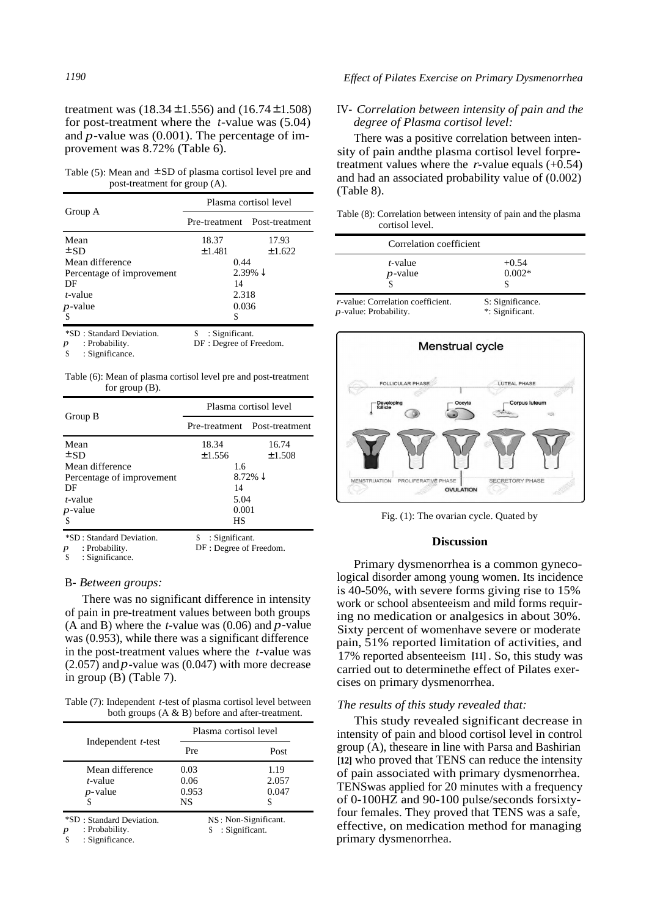treatment was (18.34 ± 1.556) and (16.74 ± 1.508) for post-treatment where the *t*-value was (5.04) and *p*-value was (0.001). The percentage of improvement was 8.72% (Table 6).

Table (5): Mean and ± SD of plasma cortisol level pre and post-treatment for group (A).

| Group A | Plasma cortisol level | |
|---|---|---|
| | Pre-treatment | Post-treatment |
| Mean | 18.37 | 17.93 |
| ± SD | ± 1.481 | ± 1.622 |
| Mean difference | 0.44 | |
| Percentage of improvement | 2.39% ↓ | |
| DF | 14 | |
| *t*-value | 2.318 | |
| *p*-value | 0.036 | |
| S | S | |

*SD : Standard Deviation. S : Significant.
*p* : Probability. DF : Degree of Freedom.
S : Significance.

Table (6): Mean of plasma cortisol level pre and post-treatment for group (B).

| Group B | Plasma cortisol level | |
|---|---|---|
| | Pre-treatment | Post-treatment |
| Mean | 18.34 | 16.74 |
| ± SD | ± 1.556 | ± 1.508 |
| Mean difference | 1.6 | |
| Percentage of improvement | 8.72% ↓ | |
| DF | 14 | |
| *t*-value | 5.04 | |
| *p*-value | 0.001 | |
| S | HS | |

*SD : Standard Deviation. S : Significant.
*p* : Probability. DF : Degree of Freedom.
S : Significance.

B- *Between groups:*

There was no significant difference in intensity of pain in pre-treatment values between both groups (A and B) where the *t*-value was (0.06) and *p*-value was (0.953), while there was a significant difference in the post-treatment values where the *t*-value was (2.057) and *p*-value was (0.047) with more decrease in group (B) (Table 7).

Table (7): Independent *t*-test of plasma cortisol level between both groups (A & B) before and after-treatment.

| Independent *t*-test | Plasma cortisol level | |
|---|---|---|
| | Pre | Post |
| Mean difference | 0.03 | 1.19 |
| *t*-value | 0.06 | 2.057 |
| *p*-value | 0.953 | 0.047 |
| S | NS | S |

*SD : Standard Deviation. NS : Non-Significant.
*p* : Probability. S : Significant.
S : Significance.

IV- *Correlation between intensity of pain and the degree of Plasma cortisol level:*

There was a positive correlation between intensity of pain andthe plasma cortisol level forpre-treatment values where the *r*-value equals (+0.54) and had an associated probability value of (0.002) (Table 8).

Table (8): Correlation between intensity of pain and the plasma cortisol level.

| Correlation coefficient | |
|---|---|
| *t*-value | +0.54 |
| *p*-value | 0.002* |
| S | S |

*r*-value: Correlation coefficient. S: Significance.
*p*-value: Probability. *: Significant.

Fig. (1): The ovarian cycle. Quated by

## Discussion

Primary dysmenorrhea is a common gynecological disorder among young women. Its incidence is 40-50%, with severe forms giving rise to 15% work or school absenteeism and mild forms requiring no medication or analgesics in about 30%. Sixty percent of womenhave severe or moderate pain, 51% reported limitation of activities, and 17% reported absenteeism [11]. So, this study was carried out to determinethe effect of Pilates exercises on primary dysmenorrhea.

*The results of this study revealed that:*

This study revealed significant decrease in intensity of pain and blood cortisol level in control group (A), theseare in line with Parsa and Bashirian [12] who proved that TENS can reduce the intensity of pain associated with primary dysmenorrhea. TENSwas applied for 20 minutes with a frequency of 0-100HZ and 90-100 pulse/seconds forsixty-four females. They proved that TENS was a safe, effective, on medication method for managing primary dysmenorrhea.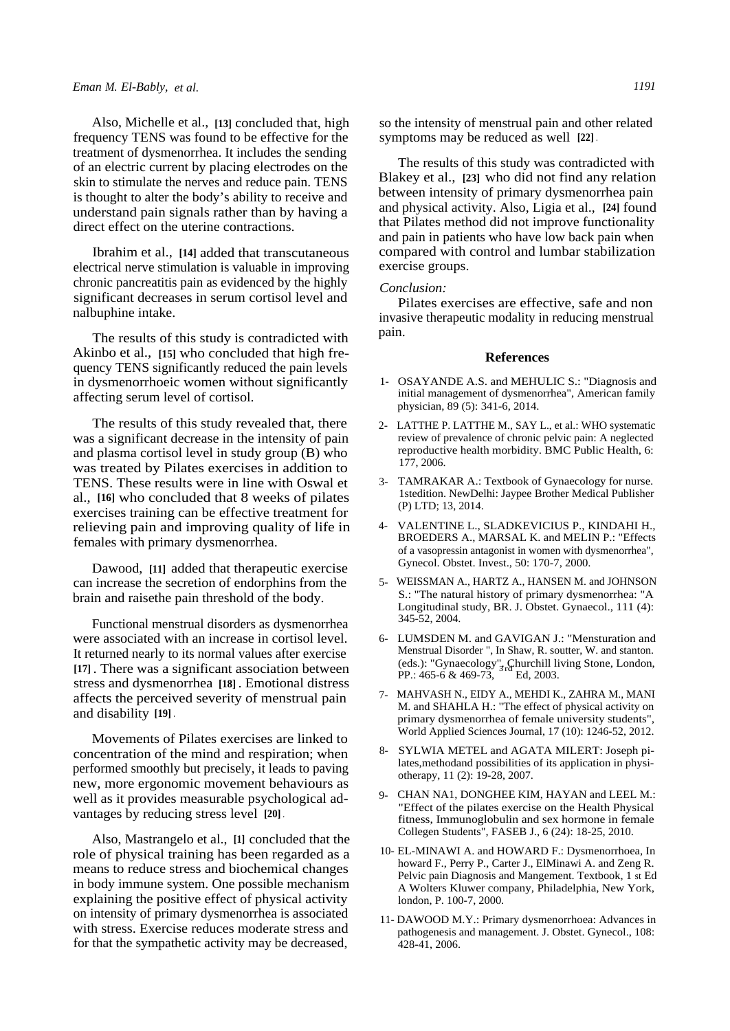Also, Michelle et al., [13] concluded that, high frequency TENS was found to be effective for the treatment of dysmenorrhea. It includes the sending of an electric current by placing electrodes on the skin to stimulate the nerves and reduce pain. TENS is thought to alter the body's ability to receive and understand pain signals rather than by having a direct effect on the uterine contractions.

Ibrahim et al., [14] added that transcutaneous electrical nerve stimulation is valuable in improving chronic pancreatitis pain as evidenced by the highly significant decreases in serum cortisol level and nalbuphine intake.

The results of this study is contradicted with Akinbo et al., [15] who concluded that high frequency TENS significantly reduced the pain levels in dysmenorrhoeic women without significantly affecting serum level of cortisol.

The results of this study revealed that, there was a significant decrease in the intensity of pain and plasma cortisol level in study group (B) who was treated by Pilates exercises in addition to TENS. These results were in line with Oswal et al., [16] who concluded that 8 weeks of pilates exercises training can be effective treatment for relieving pain and improving quality of life in females with primary dysmenorrhea.

Dawood, [11] added that therapeutic exercise can increase the secretion of endorphins from the brain and raisethe pain threshold of the body.

Functional menstrual disorders as dysmenorrhea were associated with an increase in cortisol level. It returned nearly to its normal values after exercise [17]. There was a significant association between stress and dysmenorrhea [18]. Emotional distress affects the perceived severity of menstrual pain and disability [19].

Movements of Pilates exercises are linked to concentration of the mind and respiration; when performed smoothly but precisely, it leads to paving new, more ergonomic movement behaviours as well as it provides measurable psychological advantages by reducing stress level [20].

Also, Mastrangelo et al., [1] concluded that the role of physical training has been regarded as a means to reduce stress and biochemical changes in body immune system. One possible mechanism explaining the positive effect of physical activity on intensity of primary dysmenorrhea is associated with stress. Exercise reduces moderate stress and for that the sympathetic activity may be decreased, so the intensity of menstrual pain and other related symptoms may be reduced as well [22].

The results of this study was contradicted with Blakey et al., [23] who did not find any relation between intensity of primary dysmenorrhea pain and physical activity. Also, Ligia et al., [24] found that Pilates method did not improve functionality and pain in patients who have low back pain when compared with control and lumbar stabilization exercise groups.

*Conclusion:*

Pilates exercises are effective, safe and non invasive therapeutic modality in reducing menstrual pain.

## References

1- OSAYANDE A.S. and MEHULIC S.: "Diagnosis and initial management of dysmenorrhea", American family physician, 89 (5): 341-6, 2014.

2- LATTHE P. LATTHE M., SAY L., et al.: WHO systematic review of prevalence of chronic pelvic pain: A neglected reproductive health morbidity. BMC Public Health, 6: 177, 2006.

3- TAMRAKAR A.: Textbook of Gynaecology for nurse. 1stedition. NewDelhi: Jaypee Brother Medical Publisher (P) LTD; 13, 2014.

4- VALENTINE L., SLADKEVICIUS P., KINDAHI H., BROEDERS A., MARSAL K. and MELIN P.: "Effects of a vasopressin antagonist in women with dysmenorrhea", Gynecol. Obstet. Invest., 50: 170-7, 2000.

5- WEISSMAN A., HARTZ A., HANSEN M. and JOHNSON S.: "The natural history of primary dysmenorrhea: "A Longitudinal study, BR. J. Obstet. Gynaecol., 111 (4): 345-52, 2004.

6- LUMSDEN M. and GAVIGAN J.: "Mensturation and Menstrual Disorder ", In Shaw, R. soutter, W. and stanton. (eds.): "Gynaecology", Churchill living Stone, London, PP.: 465-6 & 469-73, 3rd Ed, 2003.

7- MAHVASH N., EIDY A., MEHDI K., ZAHRA M., MANI M. and SHAHLA H.: "The effect of physical activity on primary dysmenorrhea of female university students", World Applied Sciences Journal, 17 (10): 1246-52, 2012.

8- SYLWIA METEL and AGATA MILERT: Joseph pilates,methodand possibilities of its application in physiotherapy, 11 (2): 19-28, 2007.

9- CHAN NA1, DONGHEE KIM, HAYAN and LEEL M.: "Effect of the pilates exercise on the Health Physical fitness, Immunoglobulin and sex hormone in female Collegen Students", FASEB J., 6 (24): 18-25, 2010.

10- EL-MINAWI A. and HOWARD F.: Dysmenorrhoea, In howard F., Perry P., Carter J., ElMinawi A. and Zeng R. Pelvic pain Diagnosis and Mangement. Textbook, 1 st Ed A Wolters Kluwer company, Philadelphia, New York, london, P. 100-7, 2000.

11- DAWOOD M.Y.: Primary dysmenorrhoea: Advances in pathogenesis and management. J. Obstet. Gynecol., 108: 428-41, 2006.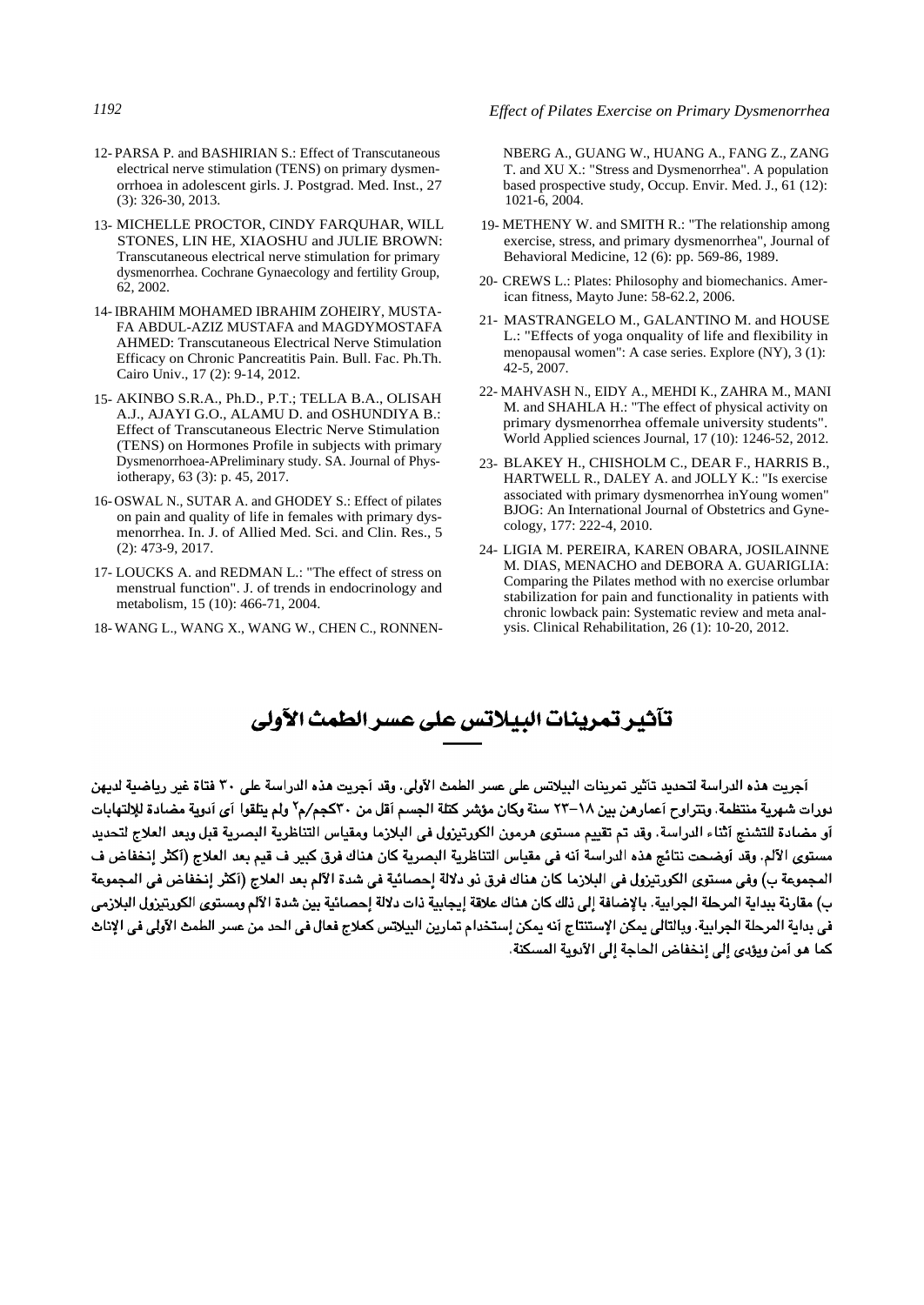12- PARSA P. and BASHIRIAN S.: Effect of Transcutaneous electrical nerve stimulation (TENS) on primary dysmenorrhoea in adolescent girls. J. Postgrad. Med. Inst., 27 (3): 326-30, 2013.

13- MICHELLE PROCTOR, CINDY FARQUHAR, WILL STONES, LIN HE, XIAOSHU and JULIE BROWN: Transcutaneous electrical nerve stimulation for primary dysmenorrhea. Cochrane Gynaecology and fertility Group, 62, 2002.

14- IBRAHIM MOHAMED IBRAHIM ZOHEIRY, MUSTAFA ABDUL-AZIZ MUSTAFA and MAGDYMOSTAFA AHMED: Transcutaneous Electrical Nerve Stimulation Efficacy on Chronic Pancreatitis Pain. Bull. Fac. Ph.Th. Cairo Univ., 17 (2): 9-14, 2012.

15- AKINBO S.R.A., Ph.D., P.T.; TELLA B.A., OLISAH A.J., AJAYI G.O., ALAMU D. and OSHUNDIYA B.: Effect of Transcutaneous Electric Nerve Stimulation (TENS) on Hormones Profile in subjects with primary Dysmenorrhoea-APreliminary study. SA. Journal of Physiotherapy, 63 (3): p. 45, 2017.

16- OSWAL N., SUTAR A. and GHODEY S.: Effect of pilates on pain and quality of life in females with primary dysmenorrhea. In. J. of Allied Med. Sci. and Clin. Res., 5 (2): 473-9, 2017.

17- LOUCKS A. and REDMAN L.: "The effect of stress on menstrual function". J. of trends in endocrinology and metabolism, 15 (10): 466-71, 2004.

18- WANG L., WANG X., WANG W., CHEN C., RONNENBERG A., GUANG W., HUANG A., FANG Z., ZANG T. and XU X.: "Stress and Dysmenorrhea". A population based prospective study, Occup. Envir. Med. J., 61 (12): 1021-6, 2004.

19- METHENY W. and SMITH R.: "The relationship among exercise, stress, and primary dysmenorrhea", Journal of Behavioral Medicine, 12 (6): pp. 569-86, 1989.

20- CREWS L.: Plates: Philosophy and biomechanics. American fitness, Mayto June: 58-62.2, 2006.

21- MASTRANGELO M., GALANTINO M. and HOUSE L.: "Effects of yoga onquality of life and flexibility in menopausal women": A case series. Explore (NY), 3 (1): 42-5, 2007.

22- MAHVASH N., EIDY A., MEHDI K., ZAHRA M., MANI M. and SHAHLA H.: "The effect of physical activity on primary dysmenorrhea offemale university students". World Applied sciences Journal, 17 (10): 1246-52, 2012.

23- BLAKEY H., CHISHOLM C., DEAR F., HARRIS B., HARTWELL R., DALEY A. and JOLLY K.: "Is exercise associated with primary dysmenorrhea inYoung women" BJOG: An International Journal of Obstetrics and Gynecology, 177: 222-4, 2010.

24- LIGIA M. PEREIRA, KAREN OBARA, JOSILAINNE M. DIAS, MENACHO and DEBORA A. GUARIGLIA: Comparing the Pilates method with no exercise orlumbar stabilization for pain and functionality in patients with chronic lowback pain: Systematic review and meta analysis. Clinical Rehabilitation, 26 (1): 10-20, 2012.

# تأثير تمرينات البيلاتس على عسر الطمث الأولى

أجريت هذه الدراسة لتحديد تأثير تمرينات البيلاتس على عسر الطمث الأولى، وقد أجريت هذه الدراسة على ٣٠ فتاة غير رياضية لديهن دورات شهرية منتظمة، وتتراوح أعمارهن بين ١٨–٢٣ سنة وكان مؤشر كتلة الجسم أقل من ٣٠كجم/م٢ ولم يتلقوا أى أدوية مضادة للإلتهابات أو مضادة للتشنج أثناء الدراسة. وقد تم تقييم مستوى هرمون الكورتيزول فى البلازما ومقياس التناظرية البصرية قبل وبعد العلاج لتحديد مستوى الألم. وقد أوضحت نتائج هذه الدراسة أنه فى مقياس التناظرية البصرية كان هناك فرق كبير ف قيم بعد العلاج (أكثر إنخفاض ف المجموعة ب) وفى مستوى الكورتيزول فى البلازما كان هناك فرق ذو دلالة إحصائية فى شدة الألم بعد العلاج (أكثر إنخفاض فى المجموعة ب) مقارنة ببداية المرحلة الجرابية. بالإضافة إلى ذلك كان هناك علاقة إيجابية ذات دلالة إحصائية بين شدة الألم ومستوى الكورتيزول البلازمى فى بداية المرحلة الجرابية. وبالتالى يمكن الإستنتاج أنه يمكن إستخدام تمارين البيلاتس كعلاج فعال فى الحد من عسر الطمث الأولى فى الإناث كما هو آمن ويؤدى إلى إنخفاض الحاجة إلى الأدوية المسكنة.